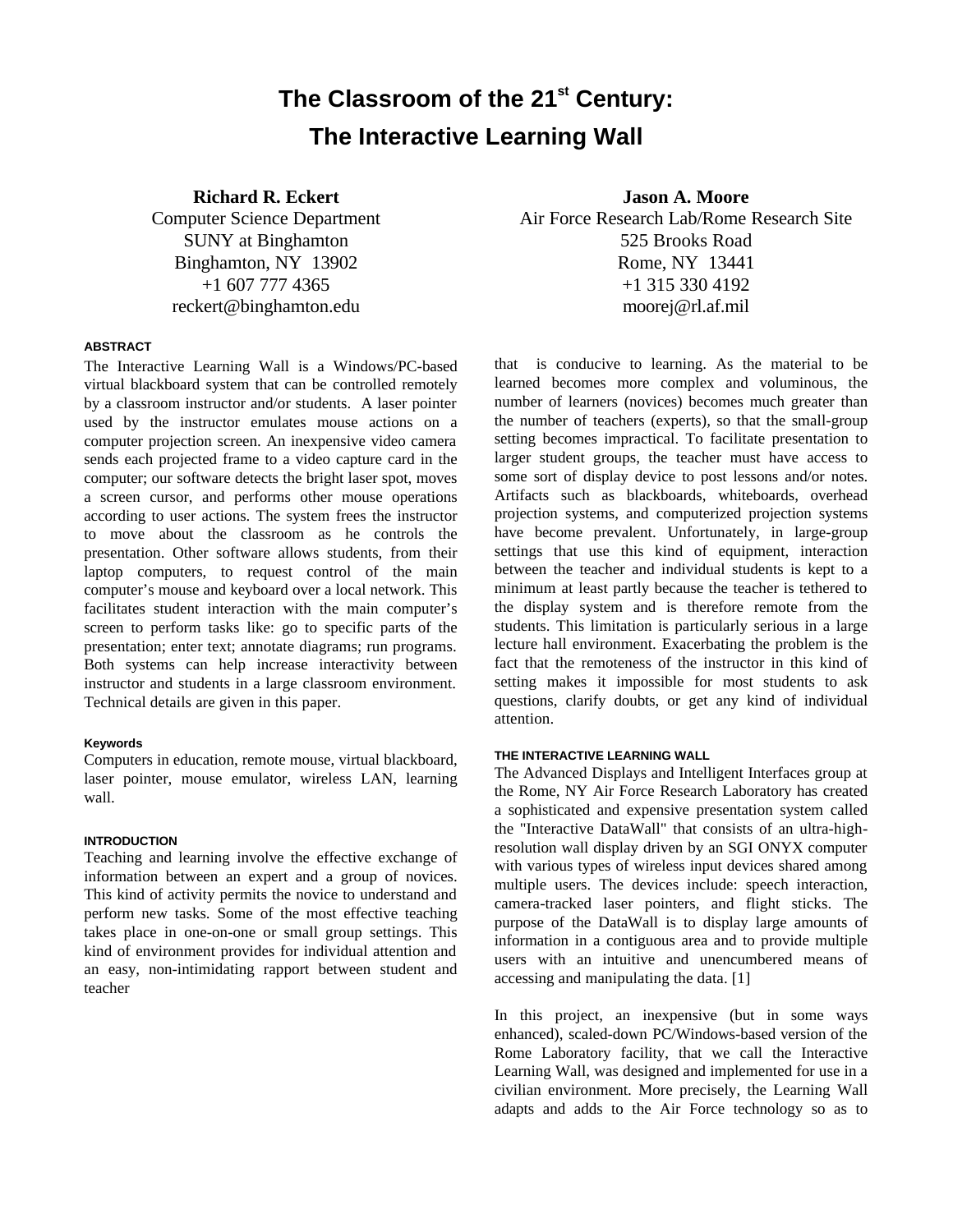# The Classroom of the 21st Century: The Interactive Learning Wall

**Richard R. Eckert**
Computer Science Department
SUNY at Binghamton
Binghamton, NY 13902
+1 607 777 4365
reckert@binghamton.edu

**Jason A. Moore**
Air Force Research Lab/Rome Research Site
525 Brooks Road
Rome, NY 13441
+1 315 330 4192
moorej@rl.af.mil

#### ABSTRACT

The Interactive Learning Wall is a Windows/PC-based virtual blackboard system that can be controlled remotely by a classroom instructor and/or students. A laser pointer used by the instructor emulates mouse actions on a computer projection screen. An inexpensive video camera sends each projected frame to a video capture card in the computer; our software detects the bright laser spot, moves a screen cursor, and performs other mouse operations according to user actions. The system frees the instructor to move about the classroom as he controls the presentation. Other software allows students, from their laptop computers, to request control of the main computer's mouse and keyboard over a local network. This facilitates student interaction with the main computer's screen to perform tasks like: go to specific parts of the presentation; enter text; annotate diagrams; run programs. Both systems can help increase interactivity between instructor and students in a large classroom environment. Technical details are given in this paper.

#### Keywords

Computers in education, remote mouse, virtual blackboard, laser pointer, mouse emulator, wireless LAN, learning wall.

#### INTRODUCTION

Teaching and learning involve the effective exchange of information between an expert and a group of novices. This kind of activity permits the novice to understand and perform new tasks. Some of the most effective teaching takes place in one-on-one or small group settings. This kind of environment provides for individual attention and an easy, non-intimidating rapport between student and teacher that is conducive to learning. As the material to be learned becomes more complex and voluminous, the number of learners (novices) becomes much greater than the number of teachers (experts), so that the small-group setting becomes impractical. To facilitate presentation to larger student groups, the teacher must have access to some sort of display device to post lessons and/or notes. Artifacts such as blackboards, whiteboards, overhead projection systems, and computerized projection systems have become prevalent. Unfortunately, in large-group settings that use this kind of equipment, interaction between the teacher and individual students is kept to a minimum at least partly because the teacher is tethered to the display system and is therefore remote from the students. This limitation is particularly serious in a large lecture hall environment. Exacerbating the problem is the fact that the remoteness of the instructor in this kind of setting makes it impossible for most students to ask questions, clarify doubts, or get any kind of individual attention.

#### THE INTERACTIVE LEARNING WALL

The Advanced Displays and Intelligent Interfaces group at the Rome, NY Air Force Research Laboratory has created a sophisticated and expensive presentation system called the "Interactive DataWall" that consists of an ultra-high-resolution wall display driven by an SGI ONYX computer with various types of wireless input devices shared among multiple users. The devices include: speech interaction, camera-tracked laser pointers, and flight sticks. The purpose of the DataWall is to display large amounts of information in a contiguous area and to provide multiple users with an intuitive and unencumbered means of accessing and manipulating the data. [1]

In this project, an inexpensive (but in some ways enhanced), scaled-down PC/Windows-based version of the Rome Laboratory facility, that we call the Interactive Learning Wall, was designed and implemented for use in a civilian environment. More precisely, the Learning Wall adapts and adds to the Air Force technology so as to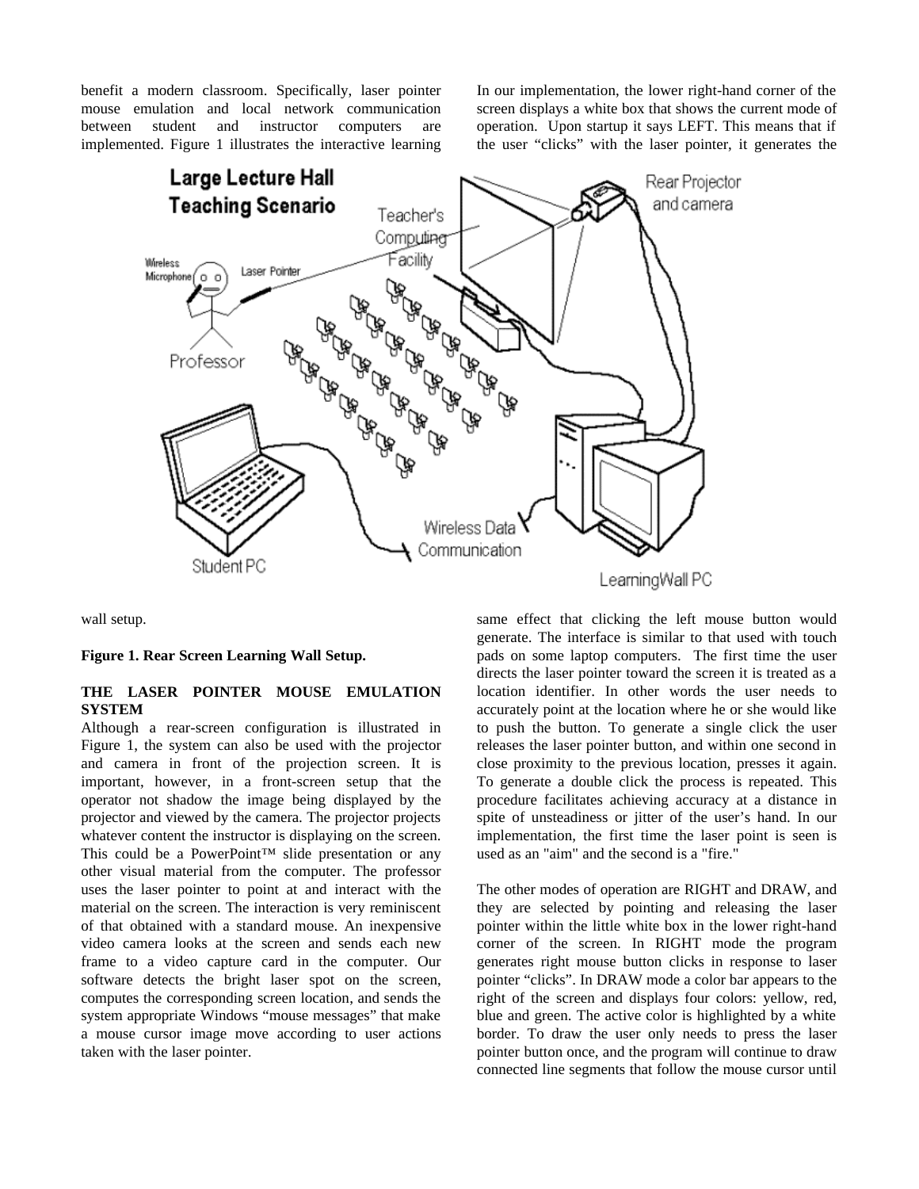benefit a modern classroom. Specifically, laser pointer mouse emulation and local network communication between student and instructor computers are implemented. Figure 1 illustrates the interactive learning wall setup.

**Figure 1. Rear Screen Learning Wall Setup.**

## THE LASER POINTER MOUSE EMULATION SYSTEM

Although a rear-screen configuration is illustrated in Figure 1, the system can also be used with the projector and camera in front of the projection screen. It is important, however, in a front-screen setup that the operator not shadow the image being displayed by the projector and viewed by the camera. The projector projects whatever content the instructor is displaying on the screen. This could be a PowerPoint™ slide presentation or any other visual material from the computer. The professor uses the laser pointer to point at and interact with the material on the screen. The interaction is very reminiscent of that obtained with a standard mouse. An inexpensive video camera looks at the screen and sends each new frame to a video capture card in the computer. Our software detects the bright laser spot on the screen, computes the corresponding screen location, and sends the system appropriate Windows "mouse messages" that make a mouse cursor image move according to user actions taken with the laser pointer.

In our implementation, the lower right-hand corner of the screen displays a white box that shows the current mode of operation. Upon startup it says LEFT. This means that if the user "clicks" with the laser pointer, it generates the same effect that clicking the left mouse button would generate. The interface is similar to that used with touch pads on some laptop computers. The first time the user directs the laser pointer toward the screen it is treated as a location identifier. In other words the user needs to accurately point at the location where he or she would like to push the button. To generate a single click the user releases the laser pointer button, and within one second in close proximity to the previous location, presses it again. To generate a double click the process is repeated. This procedure facilitates achieving accuracy at a distance in spite of unsteadiness or jitter of the user's hand. In our implementation, the first time the laser point is seen is used as an "aim" and the second is a "fire."

The other modes of operation are RIGHT and DRAW, and they are selected by pointing and releasing the laser pointer within the little white box in the lower right-hand corner of the screen. In RIGHT mode the program generates right mouse button clicks in response to laser pointer "clicks". In DRAW mode a color bar appears to the right of the screen and displays four colors: yellow, red, blue and green. The active color is highlighted by a white border. To draw the user only needs to press the laser pointer button once, and the program will continue to draw connected line segments that follow the mouse cursor until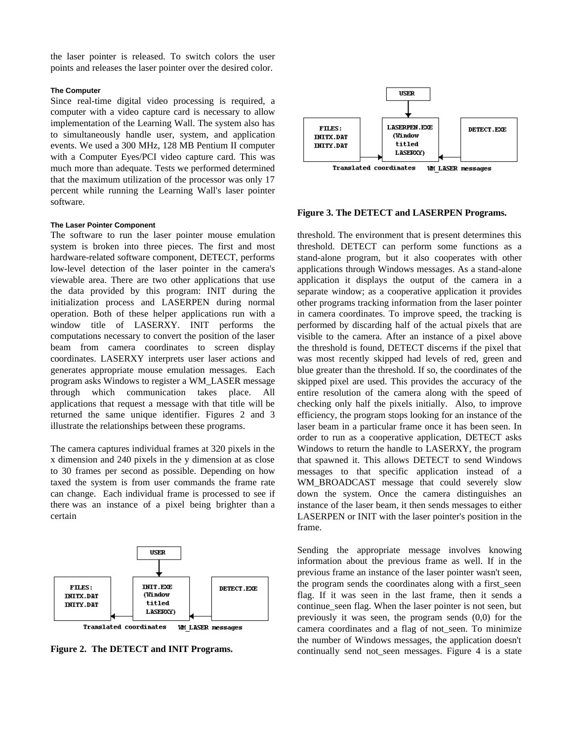the laser pointer is released. To switch colors the user points and releases the laser pointer over the desired color.

#### The Computer

Since real-time digital video processing is required, a computer with a video capture card is necessary to allow implementation of the Learning Wall. The system also has to simultaneously handle user, system, and application events. We used a 300 MHz, 128 MB Pentium II computer with a Computer Eyes/PCI video capture card. This was much more than adequate. Tests we performed determined that the maximum utilization of the processor was only 17 percent while running the Learning Wall's laser pointer software.

#### The Laser Pointer Component

The software to run the laser pointer mouse emulation system is broken into three pieces. The first and most hardware-related software component, DETECT, performs low-level detection of the laser pointer in the camera's viewable area. There are two other applications that use the data provided by this program: INIT during the initialization process and LASERPEN during normal operation. Both of these helper applications run with a window title of LASERXY. INIT performs the computations necessary to convert the position of the laser beam from camera coordinates to screen display coordinates. LASERXY interprets user laser actions and generates appropriate mouse emulation messages. Each program asks Windows to register a WM_LASER message through which communication takes place. All applications that request a message with that title will be returned the same unique identifier. Figures 2 and 3 illustrate the relationships between these programs.

The camera captures individual frames at 320 pixels in the x dimension and 240 pixels in the y dimension at as close to 30 frames per second as possible. Depending on how taxed the system is from user commands the frame rate can change. Each individual frame is processed to see if there was an instance of a pixel being brighter than a certain threshold. The environment that is present determines this threshold. DETECT can perform some functions as a stand-alone program, but it also cooperates with other applications through Windows messages. As a stand-alone application it displays the output of the camera in a separate window; as a cooperative application it provides other programs tracking information from the laser pointer in camera coordinates. To improve speed, the tracking is performed by discarding half of the actual pixels that are visible to the camera. After an instance of a pixel above the threshold is found, DETECT discerns if the pixel that was most recently skipped had levels of red, green and blue greater than the threshold. If so, the coordinates of the skipped pixel are used. This provides the accuracy of the entire resolution of the camera along with the speed of checking only half the pixels initially. Also, to improve efficiency, the program stops looking for an instance of the laser beam in a particular frame once it has been seen. In order to run as a cooperative application, DETECT asks Windows to return the handle to LASERXY, the program that spawned it. This allows DETECT to send Windows messages to that specific application instead of a WM_BROADCAST message that could severely slow down the system. Once the camera distinguishes an instance of the laser beam, it then sends messages to either LASERPEN or INIT with the laser pointer's position in the frame.

USER → INIT.EXE (Window titled LASERXY); DETECT.EXE → INIT.EXE (WM_LASER messages); INIT.EXE → FILES: INITX.DAT INITY.DAT (Translated coordinates)

**Figure 2. The DETECT and INIT Programs.**

USER → LASERPEN.EXE (Window titled LASERXY); DETECT.EXE → LASERPEN.EXE (WM_LASER messages); FILES: INITX.DAT INITY.DAT → LASERPEN.EXE (Translated coordinates)

**Figure 3. The DETECT and LASERPEN Programs.**

Sending the appropriate message involves knowing information about the previous frame as well. If in the previous frame an instance of the laser pointer wasn't seen, the program sends the coordinates along with a first_seen flag. If it was seen in the last frame, then it sends a continue_seen flag. When the laser pointer is not seen, but previously it was seen, the program sends (0,0) for the camera coordinates and a flag of not_seen. To minimize the number of Windows messages, the application doesn't continually send not_seen messages. Figure 4 is a state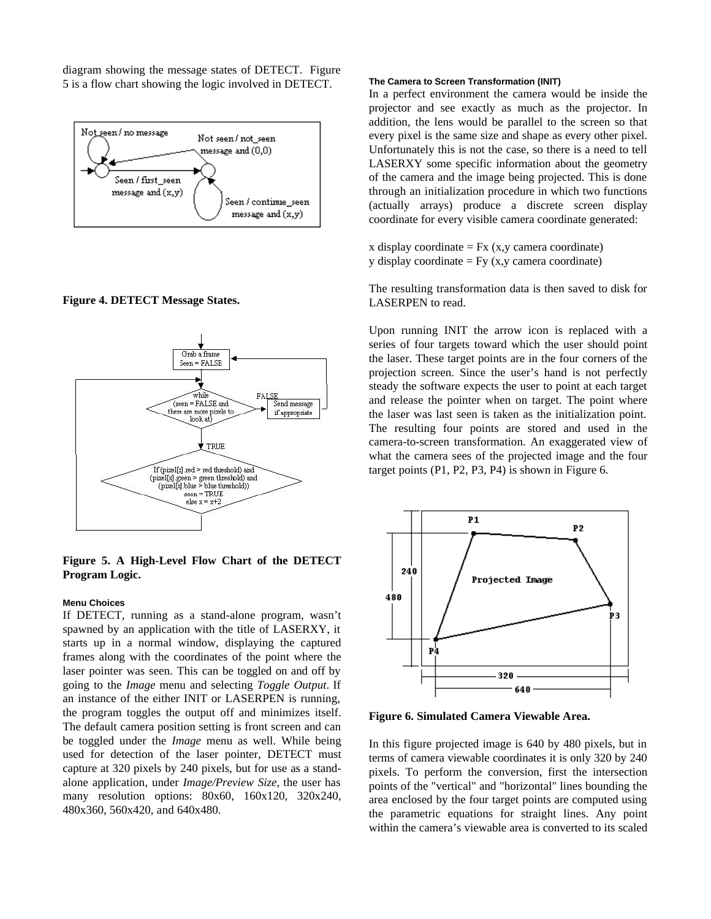diagram showing the message states of DETECT. Figure 5 is a flow chart showing the logic involved in DETECT.

**Figure 4. DETECT Message States.**

**Figure 5. A High-Level Flow Chart of the DETECT Program Logic.**

#### Menu Choices

If DETECT, running as a stand-alone program, wasn't spawned by an application with the title of LASERXY, it starts up in a normal window, displaying the captured frames along with the coordinates of the point where the laser pointer was seen. This can be toggled on and off by going to the *Image* menu and selecting *Toggle Output*. If an instance of the either INIT or LASERPEN is running, the program toggles the output off and minimizes itself. The default camera position setting is front screen and can be toggled under the *Image* menu as well. While being used for detection of the laser pointer, DETECT must capture at 320 pixels by 240 pixels, but for use as a stand-alone application, under *Image/Preview Size*, the user has many resolution options: 80x60, 160x120, 320x240, 480x360, 560x420, and 640x480.

#### The Camera to Screen Transformation (INIT)

In a perfect environment the camera would be inside the projector and see exactly as much as the projector. In addition, the lens would be parallel to the screen so that every pixel is the same size and shape as every other pixel. Unfortunately this is not the case, so there is a need to tell LASERXY some specific information about the geometry of the camera and the image being projected. This is done through an initialization procedure in which two functions (actually arrays) produce a discrete screen display coordinate for every visible camera coordinate generated:

x display coordinate = Fx (x,y camera coordinate)
y display coordinate = Fy (x,y camera coordinate)

The resulting transformation data is then saved to disk for LASERPEN to read.

Upon running INIT the arrow icon is replaced with a series of four targets toward which the user should point the laser. These target points are in the four corners of the projection screen. Since the user's hand is not perfectly steady the software expects the user to point at each target and release the pointer when on target. The point where the laser was last seen is taken as the initialization point. The resulting four points are stored and used in the camera-to-screen transformation. An exaggerated view of what the camera sees of the projected image and the four target points (P1, P2, P3, P4) is shown in Figure 6.

**Figure 6. Simulated Camera Viewable Area.**

In this figure projected image is 640 by 480 pixels, but in terms of camera viewable coordinates it is only 320 by 240 pixels. To perform the conversion, first the intersection points of the "vertical" and "horizontal" lines bounding the area enclosed by the four target points are computed using the parametric equations for straight lines. Any point within the camera's viewable area is converted to its scaled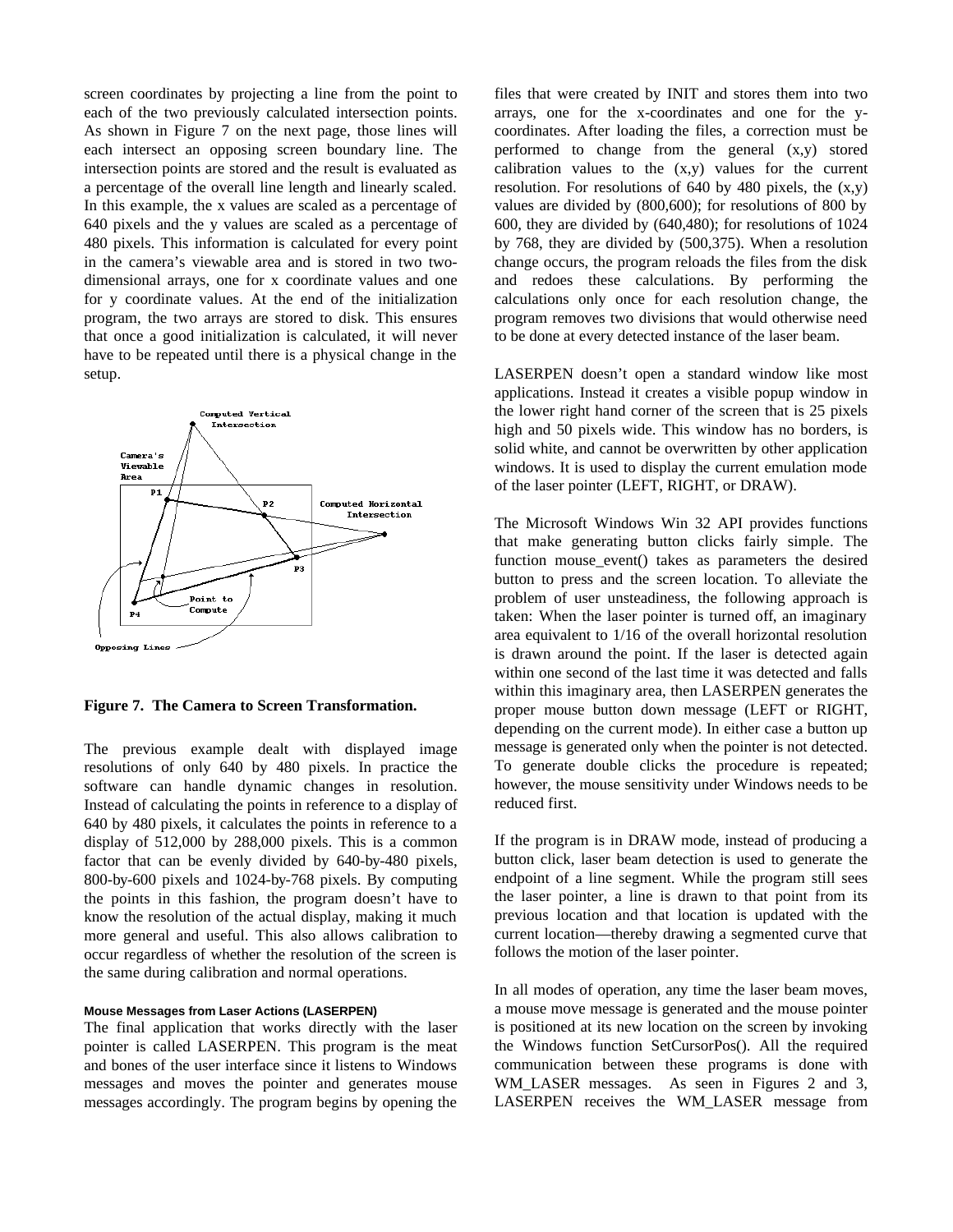screen coordinates by projecting a line from the point to each of the two previously calculated intersection points. As shown in Figure 7 on the next page, those lines will each intersect an opposing screen boundary line. The intersection points are stored and the result is evaluated as a percentage of the overall line length and linearly scaled. In this example, the x values are scaled as a percentage of 640 pixels and the y values are scaled as a percentage of 480 pixels. This information is calculated for every point in the camera's viewable area and is stored in two two-dimensional arrays, one for x coordinate values and one for y coordinate values. At the end of the initialization program, the two arrays are stored to disk. This ensures that once a good initialization is calculated, it will never have to be repeated until there is a physical change in the setup.

**Figure 7. The Camera to Screen Transformation.**

The previous example dealt with displayed image resolutions of only 640 by 480 pixels. In practice the software can handle dynamic changes in resolution. Instead of calculating the points in reference to a display of 640 by 480 pixels, it calculates the points in reference to a display of 512,000 by 288,000 pixels. This is a common factor that can be evenly divided by 640-by-480 pixels, 800-by-600 pixels and 1024-by-768 pixels. By computing the points in this fashion, the program doesn't have to know the resolution of the actual display, making it much more general and useful. This also allows calibration to occur regardless of whether the resolution of the screen is the same during calibration and normal operations.

#### Mouse Messages from Laser Actions (LASERPEN)

The final application that works directly with the laser pointer is called LASERPEN. This program is the meat and bones of the user interface since it listens to Windows messages and moves the pointer and generates mouse messages accordingly. The program begins by opening the files that were created by INIT and stores them into two arrays, one for the x-coordinates and one for the y-coordinates. After loading the files, a correction must be performed to change from the general (x,y) stored calibration values to the (x,y) values for the current resolution. For resolutions of 640 by 480 pixels, the (x,y) values are divided by (800,600); for resolutions of 800 by 600, they are divided by (640,480); for resolutions of 1024 by 768, they are divided by (500,375). When a resolution change occurs, the program reloads the files from the disk and redoes these calculations. By performing the calculations only once for each resolution change, the program removes two divisions that would otherwise need to be done at every detected instance of the laser beam.

LASERPEN doesn't open a standard window like most applications. Instead it creates a visible popup window in the lower right hand corner of the screen that is 25 pixels high and 50 pixels wide. This window has no borders, is solid white, and cannot be overwritten by other application windows. It is used to display the current emulation mode of the laser pointer (LEFT, RIGHT, or DRAW).

The Microsoft Windows Win 32 API provides functions that make generating button clicks fairly simple. The function mouse_event() takes as parameters the desired button to press and the screen location. To alleviate the problem of user unsteadiness, the following approach is taken: When the laser pointer is turned off, an imaginary area equivalent to 1/16 of the overall horizontal resolution is drawn around the point. If the laser is detected again within one second of the last time it was detected and falls within this imaginary area, then LASERPEN generates the proper mouse button down message (LEFT or RIGHT, depending on the current mode). In either case a button up message is generated only when the pointer is not detected. To generate double clicks the procedure is repeated; however, the mouse sensitivity under Windows needs to be reduced first.

If the program is in DRAW mode, instead of producing a button click, laser beam detection is used to generate the endpoint of a line segment. While the program still sees the laser pointer, a line is drawn to that point from its previous location and that location is updated with the current location—thereby drawing a segmented curve that follows the motion of the laser pointer.

In all modes of operation, any time the laser beam moves, a mouse move message is generated and the mouse pointer is positioned at its new location on the screen by invoking the Windows function SetCursorPos(). All the required communication between these programs is done with WM_LASER messages. As seen in Figures 2 and 3, LASERPEN receives the WM_LASER message from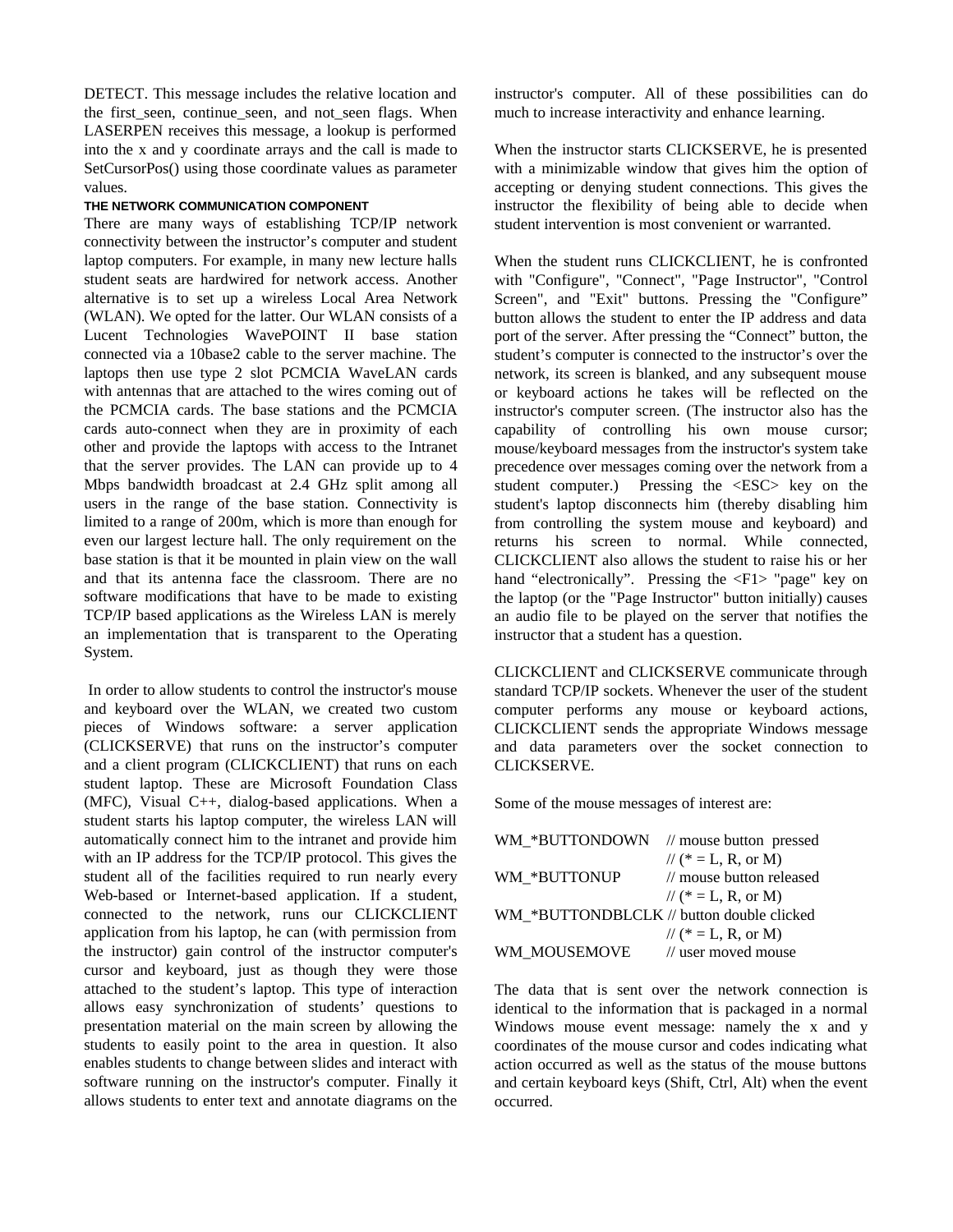DETECT. This message includes the relative location and the first_seen, continue_seen, and not_seen flags. When LASERPEN receives this message, a lookup is performed into the x and y coordinate arrays and the call is made to SetCursorPos() using those coordinate values as parameter values.

### THE NETWORK COMMUNICATION COMPONENT

There are many ways of establishing TCP/IP network connectivity between the instructor's computer and student laptop computers. For example, in many new lecture halls student seats are hardwired for network access. Another alternative is to set up a wireless Local Area Network (WLAN). We opted for the latter. Our WLAN consists of a Lucent Technologies WavePOINT II base station connected via a 10base2 cable to the server machine. The laptops then use type 2 slot PCMCIA WaveLAN cards with antennas that are attached to the wires coming out of the PCMCIA cards. The base stations and the PCMCIA cards auto-connect when they are in proximity of each other and provide the laptops with access to the Intranet that the server provides. The LAN can provide up to 4 Mbps bandwidth broadcast at 2.4 GHz split among all users in the range of the base station. Connectivity is limited to a range of 200m, which is more than enough for even our largest lecture hall. The only requirement on the base station is that it be mounted in plain view on the wall and that its antenna face the classroom. There are no software modifications that have to be made to existing TCP/IP based applications as the Wireless LAN is merely an implementation that is transparent to the Operating System.

In order to allow students to control the instructor's mouse and keyboard over the WLAN, we created two custom pieces of Windows software: a server application (CLICKSERVE) that runs on the instructor's computer and a client program (CLICKCLIENT) that runs on each student laptop. These are Microsoft Foundation Class (MFC), Visual C++, dialog-based applications. When a student starts his laptop computer, the wireless LAN will automatically connect him to the intranet and provide him with an IP address for the TCP/IP protocol. This gives the student all of the facilities required to run nearly every Web-based or Internet-based application. If a student, connected to the network, runs our CLICKCLIENT application from his laptop, he can (with permission from the instructor) gain control of the instructor computer's cursor and keyboard, just as though they were those attached to the student's laptop. This type of interaction allows easy synchronization of students' questions to presentation material on the main screen by allowing the students to easily point to the area in question. It also enables students to change between slides and interact with software running on the instructor's computer. Finally it allows students to enter text and annotate diagrams on the instructor's computer. All of these possibilities can do much to increase interactivity and enhance learning.

When the instructor starts CLICKSERVE, he is presented with a minimizable window that gives him the option of accepting or denying student connections. This gives the instructor the flexibility of being able to decide when student intervention is most convenient or warranted.

When the student runs CLICKCLIENT, he is confronted with "Configure", "Connect", "Page Instructor", "Control Screen", and "Exit" buttons. Pressing the "Configure" button allows the student to enter the IP address and data port of the server. After pressing the "Connect" button, the student's computer is connected to the instructor's over the network, its screen is blanked, and any subsequent mouse or keyboard actions he takes will be reflected on the instructor's computer screen. (The instructor also has the capability of controlling his own mouse cursor; mouse/keyboard messages from the instructor's system take precedence over messages coming over the network from a student computer.) Pressing the <ESC> key on the student's laptop disconnects him (thereby disabling him from controlling the system mouse and keyboard) and returns his screen to normal. While connected, CLICKCLIENT also allows the student to raise his or her hand "electronically". Pressing the <F1> "page" key on the laptop (or the "Page Instructor" button initially) causes an audio file to be played on the server that notifies the instructor that a student has a question.

CLICKCLIENT and CLICKSERVE communicate through standard TCP/IP sockets. Whenever the user of the student computer performs any mouse or keyboard actions, CLICKCLIENT sends the appropriate Windows message and data parameters over the socket connection to CLICKSERVE.

Some of the mouse messages of interest are:

```
WM_*BUTTONDOWN     // mouse button pressed
                   // (* = L, R, or M)
WM_*BUTTONUP       // mouse button released
                   // (* = L, R, or M)
WM_*BUTTONDBLCLK   // button double clicked
                   // (* = L, R, or M)
WM_MOUSEMOVE       // user moved mouse
```

The data that is sent over the network connection is identical to the information that is packaged in a normal Windows mouse event message: namely the x and y coordinates of the mouse cursor and codes indicating what action occurred as well as the status of the mouse buttons and certain keyboard keys (Shift, Ctrl, Alt) when the event occurred.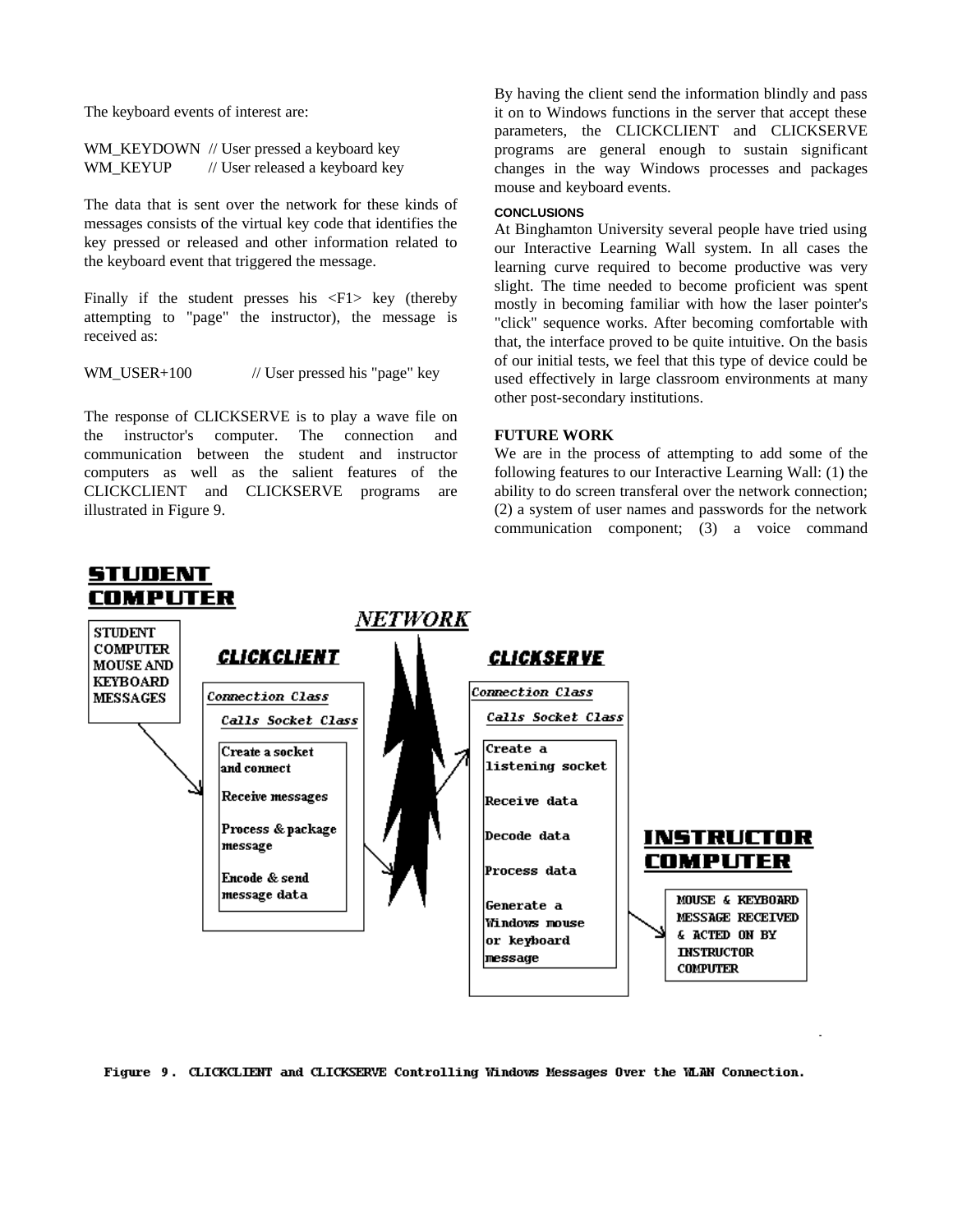The keyboard events of interest are:

```
WM_KEYDOWN  // User pressed a keyboard key
WM_KEYUP    // User released a keyboard key
```

The data that is sent over the network for these kinds of messages consists of the virtual key code that identifies the key pressed or released and other information related to the keyboard event that triggered the message.

Finally if the student presses his <F1> key (thereby attempting to "page" the instructor), the message is received as:

```
WM_USER+100       // User pressed his "page" key
```

The response of CLICKSERVE is to play a wave file on the instructor's computer. The connection and communication between the student and instructor computers as well as the salient features of the CLICKCLIENT and CLICKSERVE programs are illustrated in Figure 9.

By having the client send the information blindly and pass it on to Windows functions in the server that accept these parameters, the CLICKCLIENT and CLICKSERVE programs are general enough to sustain significant changes in the way Windows processes and packages mouse and keyboard events.

#### CONCLUSIONS

At Binghamton University several people have tried using our Interactive Learning Wall system. In all cases the learning curve required to become productive was very slight. The time needed to become proficient was spent mostly in becoming familiar with how the laser pointer's "click" sequence works. After becoming comfortable with that, the interface proved to be quite intuitive. On the basis of our initial tests, we feel that this type of device could be used effectively in large classroom environments at many other post-secondary institutions.

#### FUTURE WORK

We are in the process of attempting to add some of the following features to our Interactive Learning Wall: (1) the ability to do screen transferal over the network connection; (2) a system of user names and passwords for the network communication component; (3) a voice command

**STUDENT COMPUTER**

STUDENT COMPUTER MOUSE AND KEYBOARD MESSAGES

**NETWORK**

**CLICKCLIENT**

*Connection Class*
*Calls Socket Class*

- Create a socket and connect
- Receive messages
- Process & package message
- Encode & send message data

**CLICKSERVE**

*Connection Class*
*Calls Socket Class*

- Create a listening socket
- Receive data
- Decode data
- Process data
- Generate a Windows mouse or keyboard message

**INSTRUCTOR COMPUTER**

MOUSE & KEYBOARD MESSAGE RECEIVED & ACTED ON BY INSTRUCTOR COMPUTER

Figure 9. CLICKCLIENT and CLICKSERVE Controlling Windows Messages Over the WLAN Connection.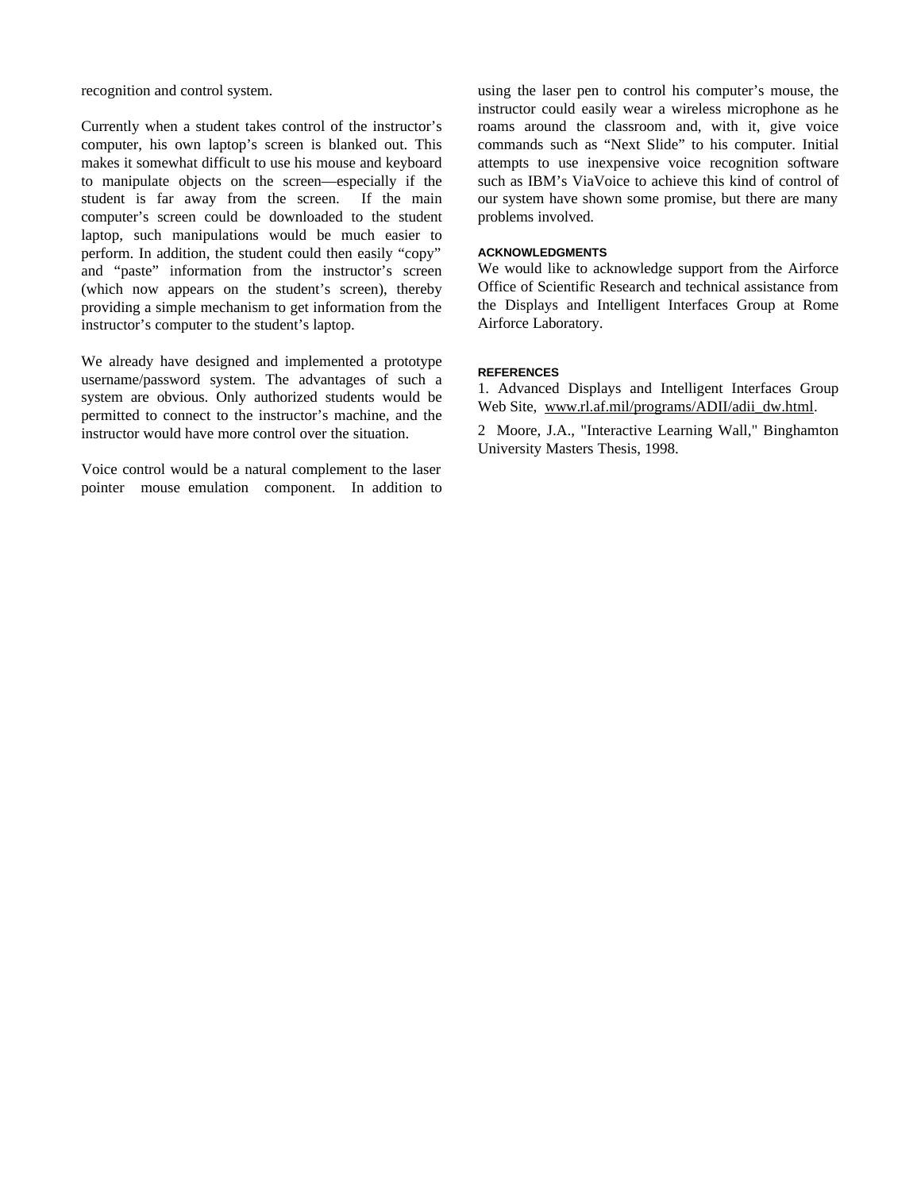recognition and control system.

Currently when a student takes control of the instructor's computer, his own laptop's screen is blanked out. This makes it somewhat difficult to use his mouse and keyboard to manipulate objects on the screen—especially if the student is far away from the screen. If the main computer's screen could be downloaded to the student laptop, such manipulations would be much easier to perform. In addition, the student could then easily "copy" and "paste" information from the instructor's screen (which now appears on the student's screen), thereby providing a simple mechanism to get information from the instructor's computer to the student's laptop.

We already have designed and implemented a prototype username/password system. The advantages of such a system are obvious. Only authorized students would be permitted to connect to the instructor's machine, and the instructor would have more control over the situation.

Voice control would be a natural complement to the laser pointer mouse emulation component. In addition to using the laser pen to control his computer's mouse, the instructor could easily wear a wireless microphone as he roams around the classroom and, with it, give voice commands such as "Next Slide" to his computer. Initial attempts to use inexpensive voice recognition software such as IBM's ViaVoice to achieve this kind of control of our system have shown some promise, but there are many problems involved.

#### ACKNOWLEDGMENTS

We would like to acknowledge support from the Airforce Office of Scientific Research and technical assistance from the Displays and Intelligent Interfaces Group at Rome Airforce Laboratory.

#### REFERENCES

1. Advanced Displays and Intelligent Interfaces Group Web Site, www.rl.af.mil/programs/ADII/adii_dw.html.

2 Moore, J.A., "Interactive Learning Wall," Binghamton University Masters Thesis, 1998.